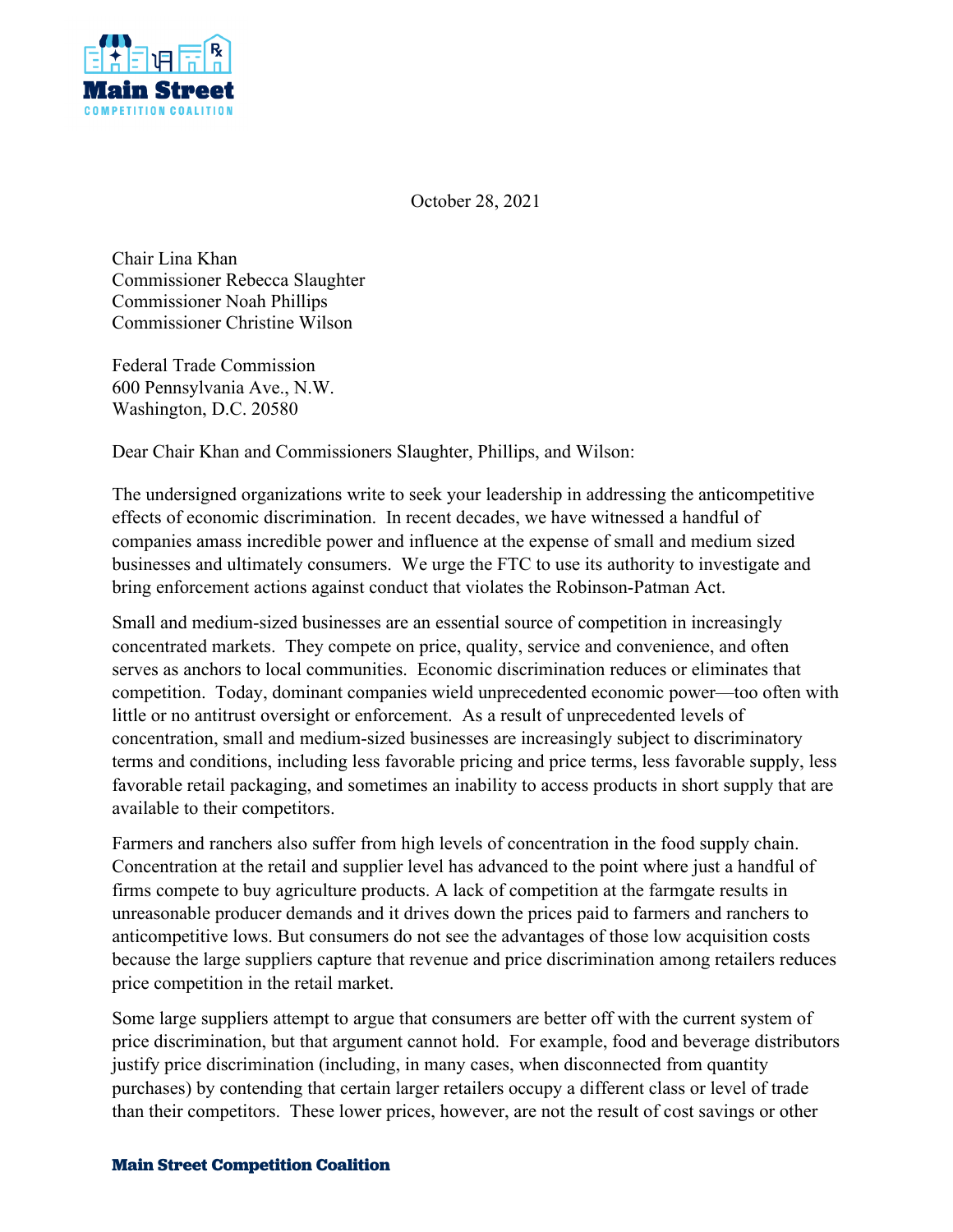October 28, 2021

Chair Lina Khan
Commissioner Rebecca Slaughter
Commissioner Noah Phillips
Commissioner Christine Wilson

Federal Trade Commission
600 Pennsylvania Ave., N.W.
Washington, D.C. 20580

Dear Chair Khan and Commissioners Slaughter, Phillips, and Wilson:

The undersigned organizations write to seek your leadership in addressing the anticompetitive effects of economic discrimination. In recent decades, we have witnessed a handful of companies amass incredible power and influence at the expense of small and medium sized businesses and ultimately consumers. We urge the FTC to use its authority to investigate and bring enforcement actions against conduct that violates the Robinson-Patman Act.

Small and medium-sized businesses are an essential source of competition in increasingly concentrated markets. They compete on price, quality, service and convenience, and often serves as anchors to local communities. Economic discrimination reduces or eliminates that competition. Today, dominant companies wield unprecedented economic power—too often with little or no antitrust oversight or enforcement. As a result of unprecedented levels of concentration, small and medium-sized businesses are increasingly subject to discriminatory terms and conditions, including less favorable pricing and price terms, less favorable supply, less favorable retail packaging, and sometimes an inability to access products in short supply that are available to their competitors.

Farmers and ranchers also suffer from high levels of concentration in the food supply chain. Concentration at the retail and supplier level has advanced to the point where just a handful of firms compete to buy agriculture products. A lack of competition at the farmgate results in unreasonable producer demands and it drives down the prices paid to farmers and ranchers to anticompetitive lows. But consumers do not see the advantages of those low acquisition costs because the large suppliers capture that revenue and price discrimination among retailers reduces price competition in the retail market.

Some large suppliers attempt to argue that consumers are better off with the current system of price discrimination, but that argument cannot hold. For example, food and beverage distributors justify price discrimination (including, in many cases, when disconnected from quantity purchases) by contending that certain larger retailers occupy a different class or level of trade than their competitors. These lower prices, however, are not the result of cost savings or other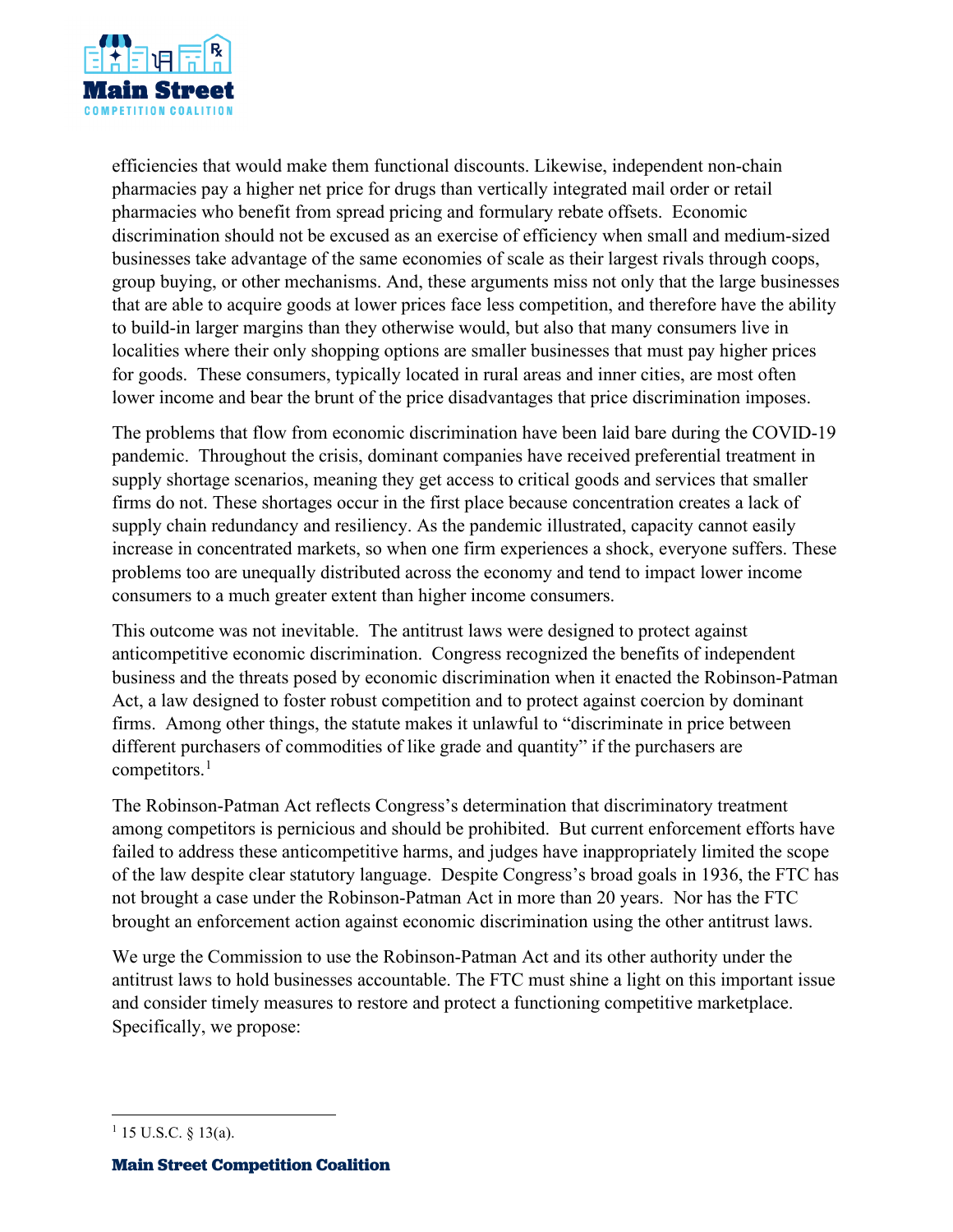efficiencies that would make them functional discounts. Likewise, independent non-chain pharmacies pay a higher net price for drugs than vertically integrated mail order or retail pharmacies who benefit from spread pricing and formulary rebate offsets. Economic discrimination should not be excused as an exercise of efficiency when small and medium-sized businesses take advantage of the same economies of scale as their largest rivals through coops, group buying, or other mechanisms. And, these arguments miss not only that the large businesses that are able to acquire goods at lower prices face less competition, and therefore have the ability to build-in larger margins than they otherwise would, but also that many consumers live in localities where their only shopping options are smaller businesses that must pay higher prices for goods. These consumers, typically located in rural areas and inner cities, are most often lower income and bear the brunt of the price disadvantages that price discrimination imposes.

The problems that flow from economic discrimination have been laid bare during the COVID-19 pandemic. Throughout the crisis, dominant companies have received preferential treatment in supply shortage scenarios, meaning they get access to critical goods and services that smaller firms do not. These shortages occur in the first place because concentration creates a lack of supply chain redundancy and resiliency. As the pandemic illustrated, capacity cannot easily increase in concentrated markets, so when one firm experiences a shock, everyone suffers. These problems too are unequally distributed across the economy and tend to impact lower income consumers to a much greater extent than higher income consumers.

This outcome was not inevitable. The antitrust laws were designed to protect against anticompetitive economic discrimination. Congress recognized the benefits of independent business and the threats posed by economic discrimination when it enacted the Robinson-Patman Act, a law designed to foster robust competition and to protect against coercion by dominant firms. Among other things, the statute makes it unlawful to "discriminate in price between different purchasers of commodities of like grade and quantity" if the purchasers are competitors.[1]

The Robinson-Patman Act reflects Congress's determination that discriminatory treatment among competitors is pernicious and should be prohibited. But current enforcement efforts have failed to address these anticompetitive harms, and judges have inappropriately limited the scope of the law despite clear statutory language. Despite Congress's broad goals in 1936, the FTC has not brought a case under the Robinson-Patman Act in more than 20 years. Nor has the FTC brought an enforcement action against economic discrimination using the other antitrust laws.

We urge the Commission to use the Robinson-Patman Act and its other authority under the antitrust laws to hold businesses accountable. The FTC must shine a light on this important issue and consider timely measures to restore and protect a functioning competitive marketplace. Specifically, we propose:

---

[1] 15 U.S.C. § 13(a).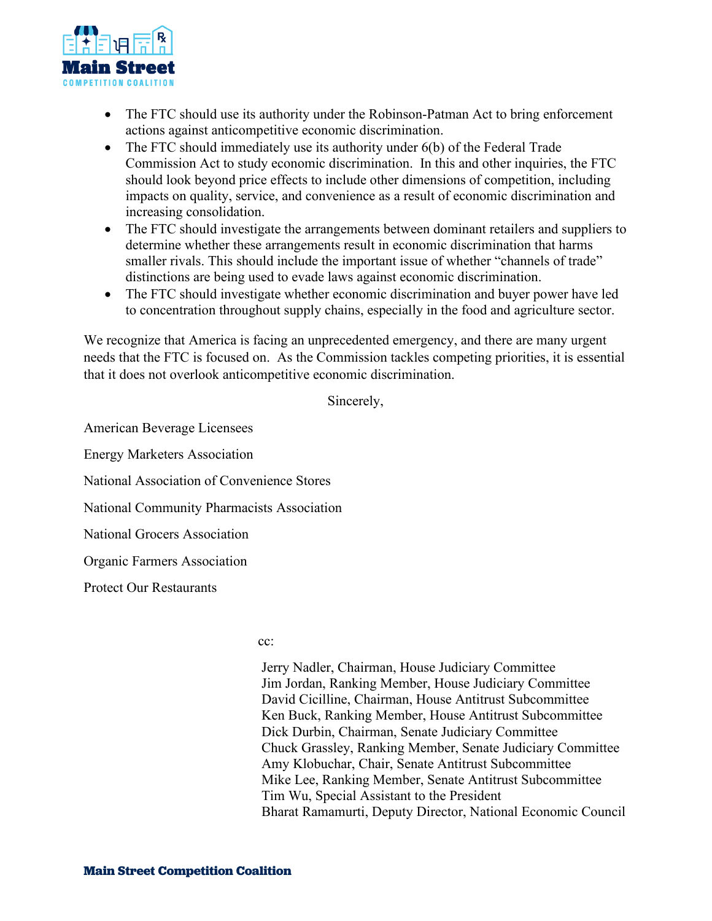- The FTC should use its authority under the Robinson-Patman Act to bring enforcement actions against anticompetitive economic discrimination.
- The FTC should immediately use its authority under 6(b) of the Federal Trade Commission Act to study economic discrimination. In this and other inquiries, the FTC should look beyond price effects to include other dimensions of competition, including impacts on quality, service, and convenience as a result of economic discrimination and increasing consolidation.
- The FTC should investigate the arrangements between dominant retailers and suppliers to determine whether these arrangements result in economic discrimination that harms smaller rivals. This should include the important issue of whether "channels of trade" distinctions are being used to evade laws against economic discrimination.
- The FTC should investigate whether economic discrimination and buyer power have led to concentration throughout supply chains, especially in the food and agriculture sector.

We recognize that America is facing an unprecedented emergency, and there are many urgent needs that the FTC is focused on. As the Commission tackles competing priorities, it is essential that it does not overlook anticompetitive economic discrimination.

Sincerely,

American Beverage Licensees

Energy Marketers Association

National Association of Convenience Stores

National Community Pharmacists Association

National Grocers Association

Organic Farmers Association

Protect Our Restaurants

cc:

Jerry Nadler, Chairman, House Judiciary Committee
Jim Jordan, Ranking Member, House Judiciary Committee
David Cicilline, Chairman, House Antitrust Subcommittee
Ken Buck, Ranking Member, House Antitrust Subcommittee
Dick Durbin, Chairman, Senate Judiciary Committee
Chuck Grassley, Ranking Member, Senate Judiciary Committee
Amy Klobuchar, Chair, Senate Antitrust Subcommittee
Mike Lee, Ranking Member, Senate Antitrust Subcommittee
Tim Wu, Special Assistant to the President
Bharat Ramamurti, Deputy Director, National Economic Council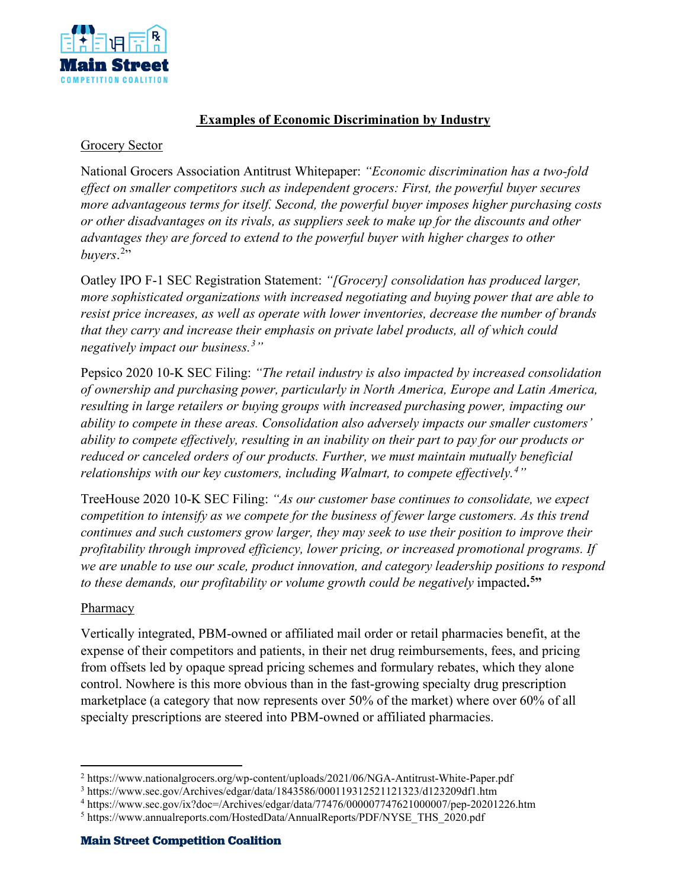## Examples of Economic Discrimination by Industry

### Grocery Sector

National Grocers Association Antitrust Whitepaper: *"Economic discrimination has a two-fold effect on smaller competitors such as independent grocers: First, the powerful buyer secures more advantageous terms for itself. Second, the powerful buyer imposes higher purchasing costs or other disadvantages on its rivals, as suppliers seek to make up for the discounts and other advantages they are forced to extend to the powerful buyer with higher charges to other buyers.*[2]"

Oatley IPO F-1 SEC Registration Statement: *"[Grocery] consolidation has produced larger, more sophisticated organizations with increased negotiating and buying power that are able to resist price increases, as well as operate with lower inventories, decrease the number of brands that they carry and increase their emphasis on private label products, all of which could negatively impact our business.*[3]*"*

Pepsico 2020 10-K SEC Filing: *"The retail industry is also impacted by increased consolidation of ownership and purchasing power, particularly in North America, Europe and Latin America, resulting in large retailers or buying groups with increased purchasing power, impacting our ability to compete in these areas. Consolidation also adversely impacts our smaller customers' ability to compete effectively, resulting in an inability on their part to pay for our products or reduced or canceled orders of our products. Further, we must maintain mutually beneficial relationships with our key customers, including Walmart, to compete effectively.*[4]*"*

TreeHouse 2020 10-K SEC Filing: *"As our customer base continues to consolidate, we expect competition to intensify as we compete for the business of fewer large customers. As this trend continues and such customers grow larger, they may seek to use their position to improve their profitability through improved efficiency, lower pricing, or increased promotional programs. If we are unable to use our scale, product innovation, and category leadership positions to respond to these demands, our profitability or volume growth could be negatively* impacted.[5]"

### Pharmacy

Vertically integrated, PBM-owned or affiliated mail order or retail pharmacies benefit, at the expense of their competitors and patients, in their net drug reimbursements, fees, and pricing from offsets led by opaque spread pricing schemes and formulary rebates, which they alone control. Nowhere is this more obvious than in the fast-growing specialty drug prescription marketplace (a category that now represents over 50% of the market) where over 60% of all specialty prescriptions are steered into PBM-owned or affiliated pharmacies.

---

[2] https://www.nationalgrocers.org/wp-content/uploads/2021/06/NGA-Antitrust-White-Paper.pdf

[3] https://www.sec.gov/Archives/edgar/data/1843586/000119312521121323/d123209df1.htm

[4] https://www.sec.gov/ix?doc=/Archives/edgar/data/77476/000007747621000007/pep-20201226.htm

[5] https://www.annualreports.com/HostedData/AnnualReports/PDF/NYSE_THS_2020.pdf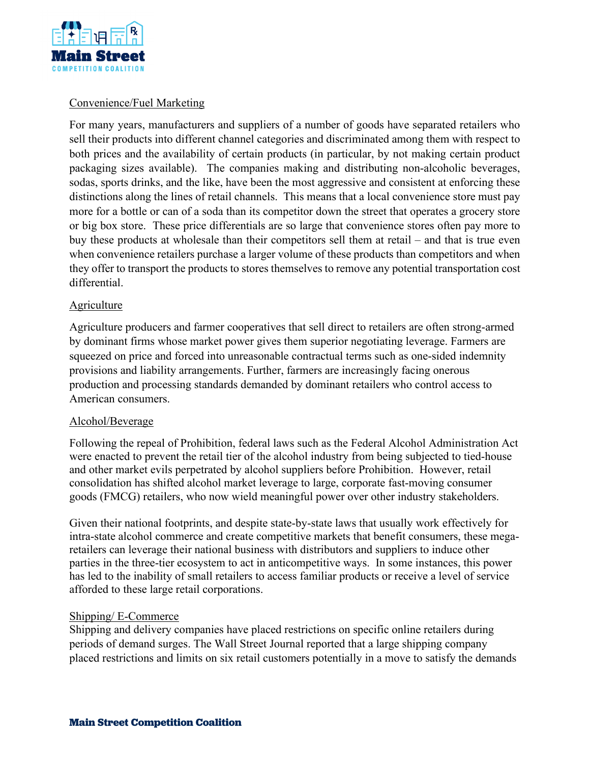Convenience/Fuel Marketing

For many years, manufacturers and suppliers of a number of goods have separated retailers who sell their products into different channel categories and discriminated among them with respect to both prices and the availability of certain products (in particular, by not making certain product packaging sizes available). The companies making and distributing non-alcoholic beverages, sodas, sports drinks, and the like, have been the most aggressive and consistent at enforcing these distinctions along the lines of retail channels. This means that a local convenience store must pay more for a bottle or can of a soda than its competitor down the street that operates a grocery store or big box store. These price differentials are so large that convenience stores often pay more to buy these products at wholesale than their competitors sell them at retail – and that is true even when convenience retailers purchase a larger volume of these products than competitors and when they offer to transport the products to stores themselves to remove any potential transportation cost differential.

Agriculture

Agriculture producers and farmer cooperatives that sell direct to retailers are often strong-armed by dominant firms whose market power gives them superior negotiating leverage. Farmers are squeezed on price and forced into unreasonable contractual terms such as one-sided indemnity provisions and liability arrangements. Further, farmers are increasingly facing onerous production and processing standards demanded by dominant retailers who control access to American consumers.

Alcohol/Beverage

Following the repeal of Prohibition, federal laws such as the Federal Alcohol Administration Act were enacted to prevent the retail tier of the alcohol industry from being subjected to tied-house and other market evils perpetrated by alcohol suppliers before Prohibition. However, retail consolidation has shifted alcohol market leverage to large, corporate fast-moving consumer goods (FMCG) retailers, who now wield meaningful power over other industry stakeholders.

Given their national footprints, and despite state-by-state laws that usually work effectively for intra-state alcohol commerce and create competitive markets that benefit consumers, these mega-retailers can leverage their national business with distributors and suppliers to induce other parties in the three-tier ecosystem to act in anticompetitive ways. In some instances, this power has led to the inability of small retailers to access familiar products or receive a level of service afforded to these large retail corporations.

Shipping/ E-Commerce

Shipping and delivery companies have placed restrictions on specific online retailers during periods of demand surges. The Wall Street Journal reported that a large shipping company placed restrictions and limits on six retail customers potentially in a move to satisfy the demands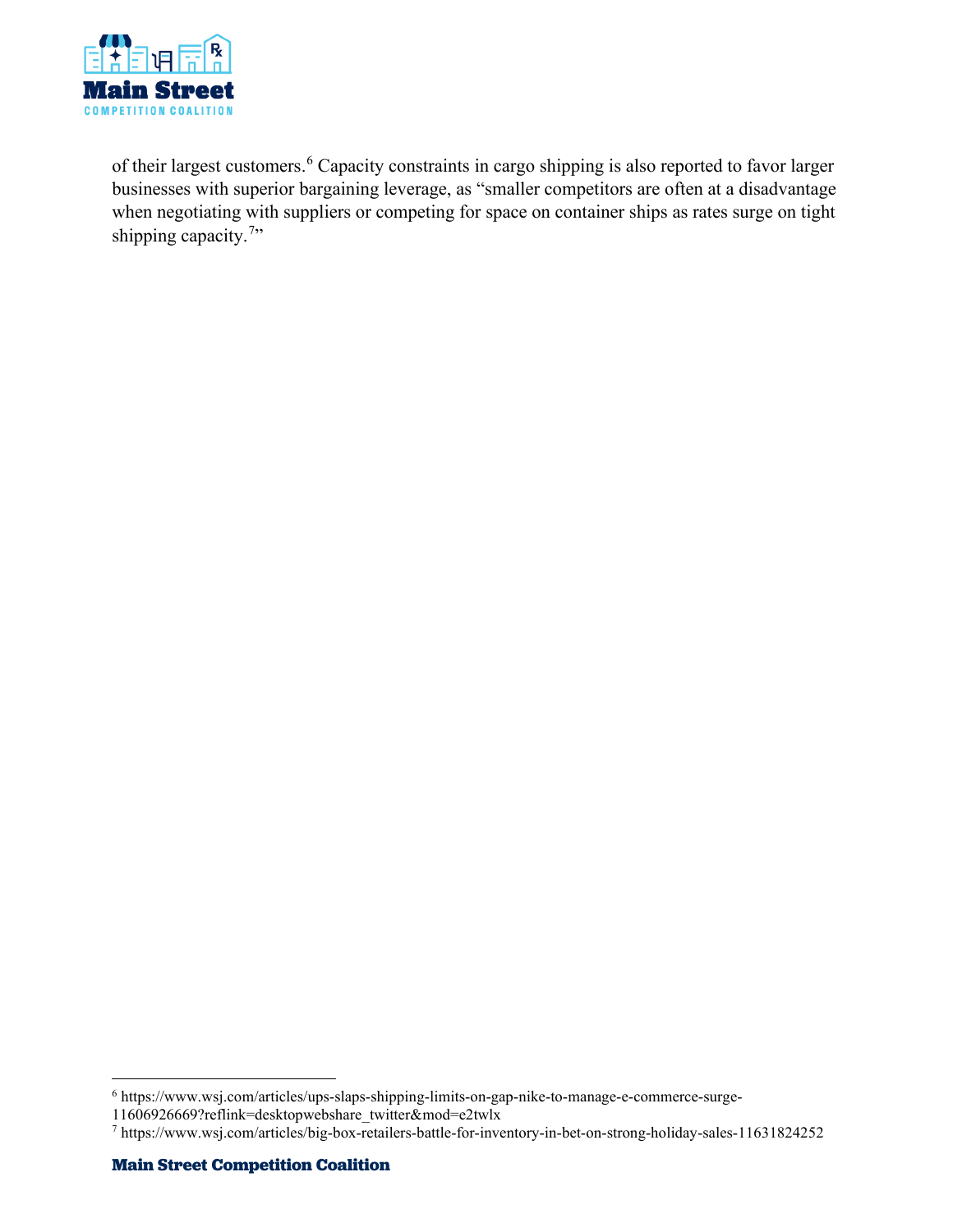of their largest customers.[6] Capacity constraints in cargo shipping is also reported to favor larger businesses with superior bargaining leverage, as "smaller competitors are often at a disadvantage when negotiating with suppliers or competing for space on container ships as rates surge on tight shipping capacity.[7]"

---

[6] https://www.wsj.com/articles/ups-slaps-shipping-limits-on-gap-nike-to-manage-e-commerce-surge-11606926669?reflink=desktopwebshare_twitter&mod=e2twlx

[7] https://www.wsj.com/articles/big-box-retailers-battle-for-inventory-in-bet-on-strong-holiday-sales-11631824252